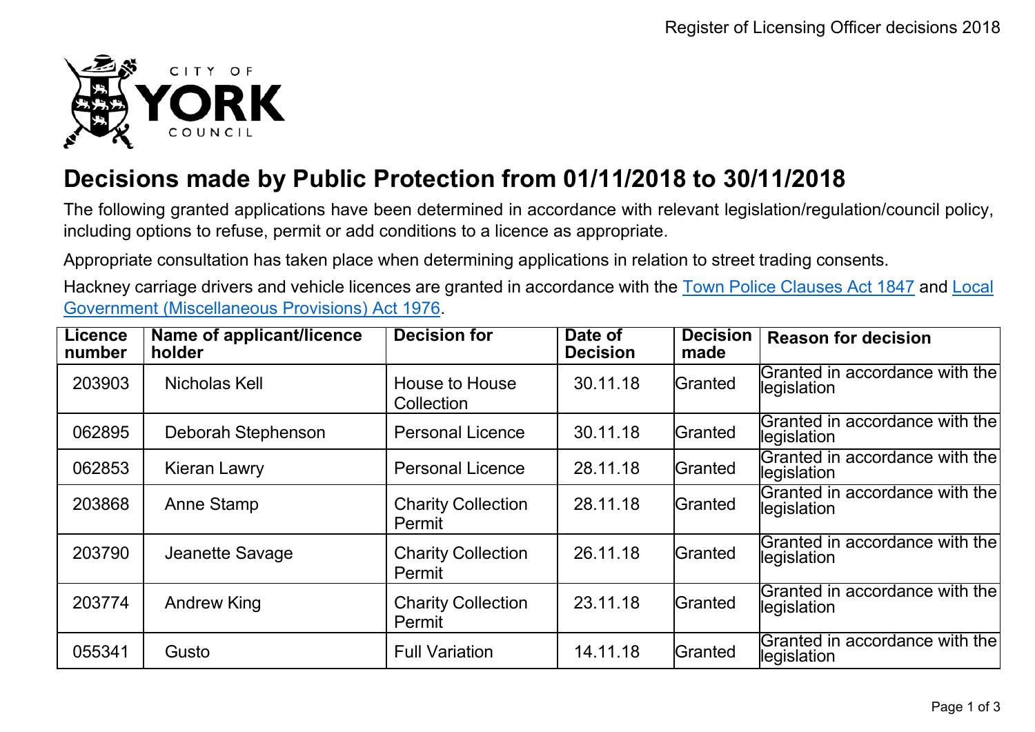# Decisions made by Public Protection from 01/11/2018 to 30/11/2018

The following granted applications have been determined in accordance with relevant legislation/regulation/council policy, including options to refuse, permit or add conditions to a licence as appropriate.

Appropriate consultation has taken place when determining applications in relation to street trading consents.

Hackney carriage drivers and vehicle licences are granted in accordance with the Town Police Clauses Act 1847 and Local Government (Miscellaneous Provisions) Act 1976.

| Licence number | Name of applicant/licence holder | Decision for | Date of Decision | Decision made | Reason for decision |
|---|---|---|---|---|---|
| 203903 | Nicholas Kell | House to House Collection | 30.11.18 | Granted | Granted in accordance with the legislation |
| 062895 | Deborah Stephenson | Personal Licence | 30.11.18 | Granted | Granted in accordance with the legislation |
| 062853 | Kieran Lawry | Personal Licence | 28.11.18 | Granted | Granted in accordance with the legislation |
| 203868 | Anne Stamp | Charity Collection Permit | 28.11.18 | Granted | Granted in accordance with the legislation |
| 203790 | Jeanette Savage | Charity Collection Permit | 26.11.18 | Granted | Granted in accordance with the legislation |
| 203774 | Andrew King | Charity Collection Permit | 23.11.18 | Granted | Granted in accordance with the legislation |
| 055341 | Gusto | Full Variation | 14.11.18 | Granted | Granted in accordance with the legislation |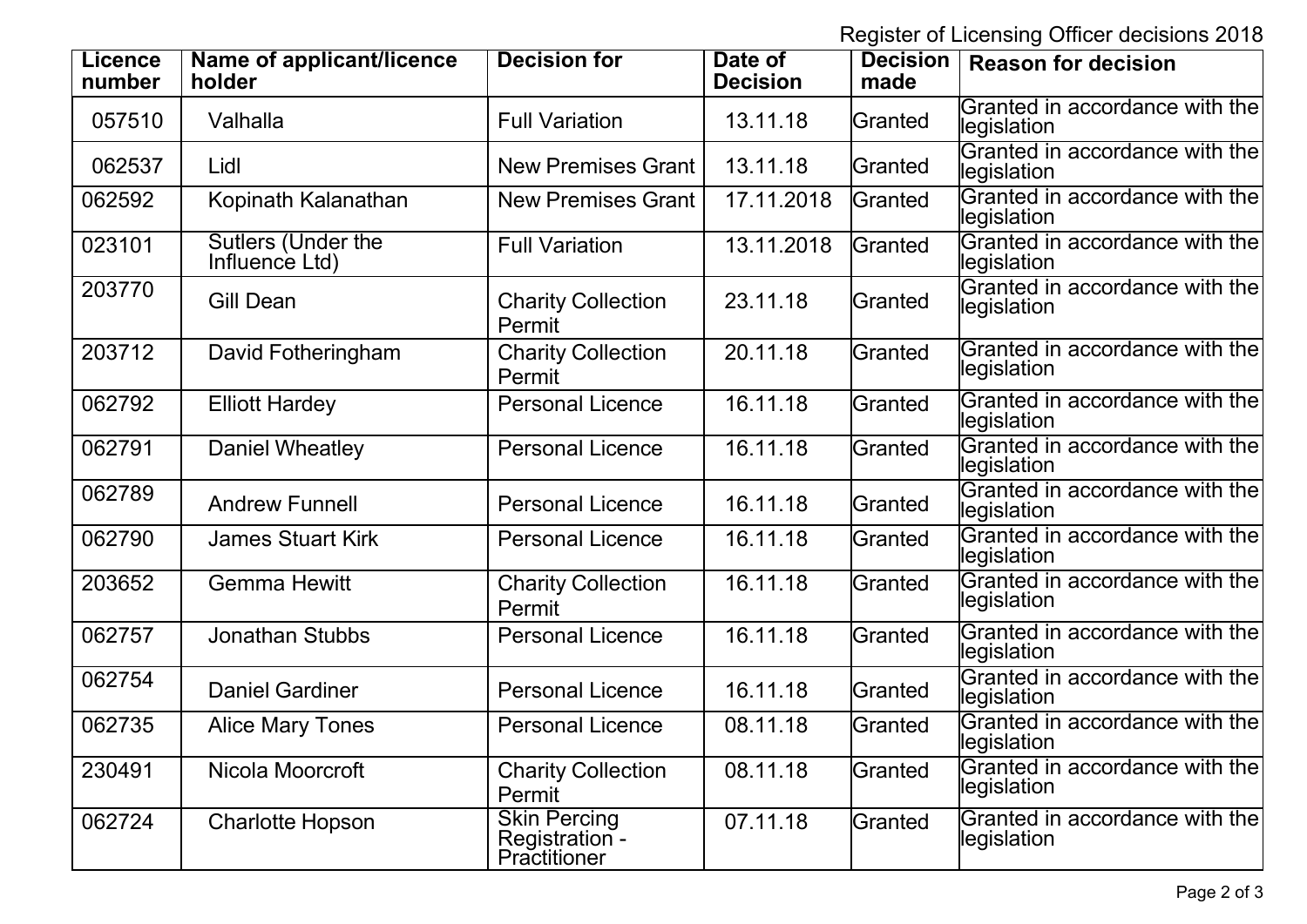Register of Licensing Officer decisions 2018

| Licence number | Name of applicant/licence holder | Decision for | Date of Decision | Decision made | Reason for decision |
|---|---|---|---|---|---|
| 057510 | Valhalla | Full Variation | 13.11.18 | Granted | Granted in accordance with the legislation |
| 062537 | Lidl | New Premises Grant | 13.11.18 | Granted | Granted in accordance with the legislation |
| 062592 | Kopinath Kalanathan | New Premises Grant | 17.11.2018 | Granted | Granted in accordance with the legislation |
| 023101 | Sutlers (Under the Influence Ltd) | Full Variation | 13.11.2018 | Granted | Granted in accordance with the legislation |
| 203770 | Gill Dean | Charity Collection Permit | 23.11.18 | Granted | Granted in accordance with the legislation |
| 203712 | David Fotheringham | Charity Collection Permit | 20.11.18 | Granted | Granted in accordance with the legislation |
| 062792 | Elliott Hardey | Personal Licence | 16.11.18 | Granted | Granted in accordance with the legislation |
| 062791 | Daniel Wheatley | Personal Licence | 16.11.18 | Granted | Granted in accordance with the legislation |
| 062789 | Andrew Funnell | Personal Licence | 16.11.18 | Granted | Granted in accordance with the legislation |
| 062790 | James Stuart Kirk | Personal Licence | 16.11.18 | Granted | Granted in accordance with the legislation |
| 203652 | Gemma Hewitt | Charity Collection Permit | 16.11.18 | Granted | Granted in accordance with the legislation |
| 062757 | Jonathan Stubbs | Personal Licence | 16.11.18 | Granted | Granted in accordance with the legislation |
| 062754 | Daniel Gardiner | Personal Licence | 16.11.18 | Granted | Granted in accordance with the legislation |
| 062735 | Alice Mary Tones | Personal Licence | 08.11.18 | Granted | Granted in accordance with the legislation |
| 230491 | Nicola Moorcroft | Charity Collection Permit | 08.11.18 | Granted | Granted in accordance with the legislation |
| 062724 | Charlotte Hopson | Skin Percing Registration - Practitioner | 07.11.18 | Granted | Granted in accordance with the legislation |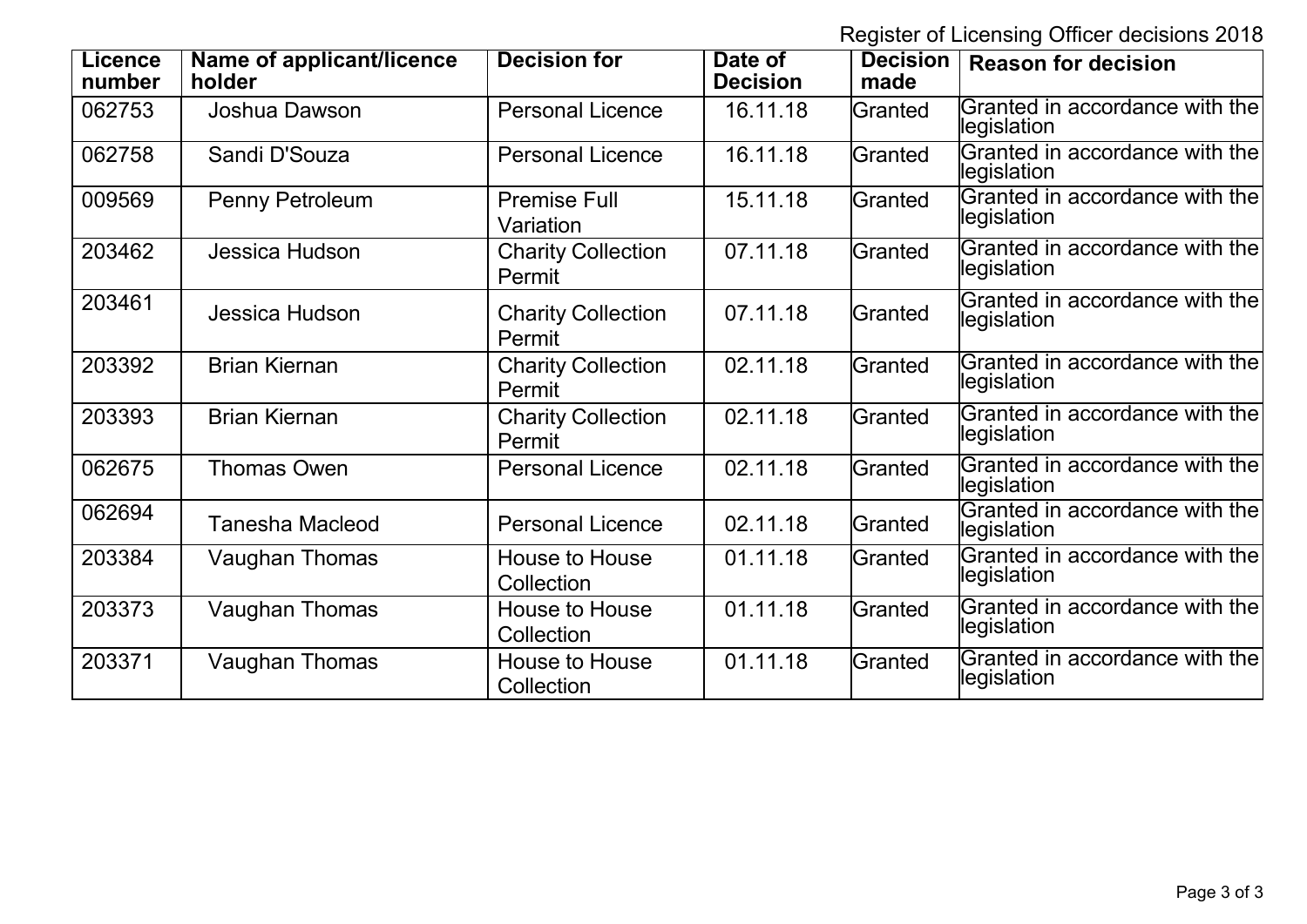Register of Licensing Officer decisions 2018

| Licence number | Name of applicant/licence holder | Decision for | Date of Decision | Decision made | Reason for decision |
| --- | --- | --- | --- | --- | --- |
| 062753 | Joshua Dawson | Personal Licence | 16.11.18 | Granted | Granted in accordance with the legislation |
| 062758 | Sandi D'Souza | Personal Licence | 16.11.18 | Granted | Granted in accordance with the legislation |
| 009569 | Penny Petroleum | Premise Full Variation | 15.11.18 | Granted | Granted in accordance with the legislation |
| 203462 | Jessica Hudson | Charity Collection Permit | 07.11.18 | Granted | Granted in accordance with the legislation |
| 203461 | Jessica Hudson | Charity Collection Permit | 07.11.18 | Granted | Granted in accordance with the legislation |
| 203392 | Brian Kiernan | Charity Collection Permit | 02.11.18 | Granted | Granted in accordance with the legislation |
| 203393 | Brian Kiernan | Charity Collection Permit | 02.11.18 | Granted | Granted in accordance with the legislation |
| 062675 | Thomas Owen | Personal Licence | 02.11.18 | Granted | Granted in accordance with the legislation |
| 062694 | Tanesha Macleod | Personal Licence | 02.11.18 | Granted | Granted in accordance with the legislation |
| 203384 | Vaughan Thomas | House to House Collection | 01.11.18 | Granted | Granted in accordance with the legislation |
| 203373 | Vaughan Thomas | House to House Collection | 01.11.18 | Granted | Granted in accordance with the legislation |
| 203371 | Vaughan Thomas | House to House Collection | 01.11.18 | Granted | Granted in accordance with the legislation |